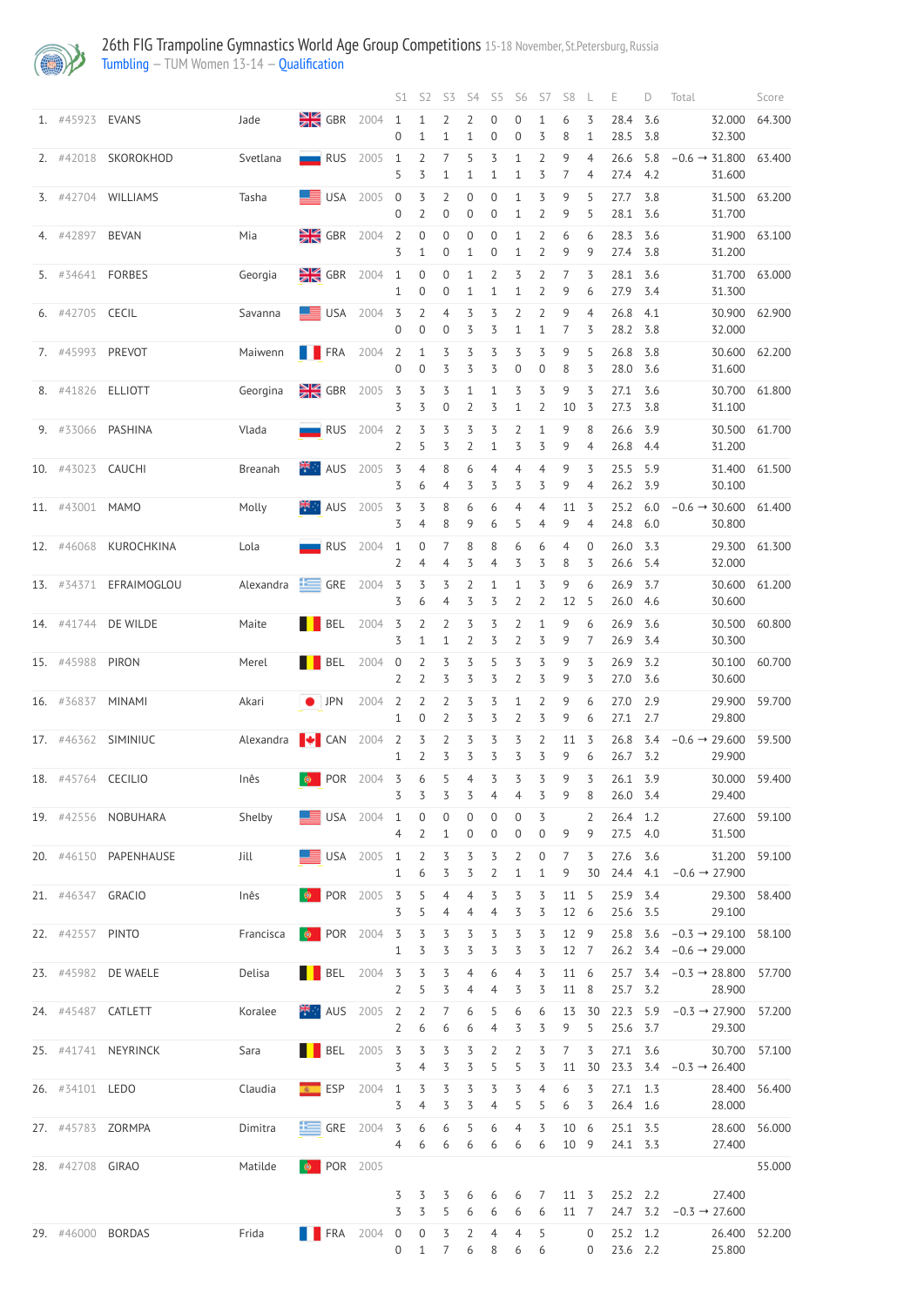# 26th FIG Trampoline Gymnastics World Age Group Competitions 15-18 November, St.Petersburg, Russia

Tumbling – TUM Women 13-14 – Qualification

| Rank | ID | Surname | Name | Nation | Year | S1 | S2 | S3 | S4 | S5 | S6 | S7 | S8 | L | E | D | Total | Score |
|---|---|---|---|---|---|---|---|---|---|---|---|---|---|---|---|---|---|---|
| 1. | #45923 | EVANS | Jade | GBR | 2004 | 1 | 1 | 2 | 2 | 0 | 0 | 1 | 6 | 3 | 28.4 | 3.6 | 32.000 | 64.300 |
| | | | | | | 0 | 1 | 1 | 1 | 0 | 0 | 3 | 8 | 1 | 28.5 | 3.8 | 32.300 | |
| 2. | #42018 | SKOROKHOD | Svetlana | RUS | 2005 | 1 | 2 | 7 | 5 | 3 | 1 | 2 | 9 | 4 | 26.6 | 5.8 | −0.6 → 31.800 | 63.400 |
| | | | | | | 5 | 3 | 1 | 1 | 1 | 1 | 3 | 7 | 4 | 27.4 | 4.2 | 31.600 | |
| 3. | #42704 | WILLIAMS | Tasha | USA | 2005 | 0 | 3 | 2 | 0 | 0 | 1 | 3 | 9 | 5 | 27.7 | 3.8 | 31.500 | 63.200 |
| | | | | | | 0 | 2 | 0 | 0 | 0 | 1 | 2 | 9 | 5 | 28.1 | 3.6 | 31.700 | |
| 4. | #42897 | BEVAN | Mia | GBR | 2004 | 2 | 0 | 0 | 0 | 0 | 1 | 2 | 6 | 6 | 28.3 | 3.6 | 31.900 | 63.100 |
| | | | | | | 3 | 1 | 0 | 1 | 0 | 1 | 2 | 9 | 9 | 27.4 | 3.8 | 31.200 | |
| 5. | #34641 | FORBES | Georgia | GBR | 2004 | 1 | 0 | 0 | 1 | 2 | 3 | 2 | 7 | 3 | 28.1 | 3.6 | 31.700 | 63.000 |
| | | | | | | 1 | 0 | 0 | 1 | 1 | 1 | 2 | 9 | 6 | 27.9 | 3.4 | 31.300 | |
| 6. | #42705 | CECIL | Savanna | USA | 2004 | 3 | 2 | 4 | 3 | 3 | 2 | 2 | 9 | 4 | 26.8 | 4.1 | 30.900 | 62.900 |
| | | | | | | 0 | 0 | 0 | 3 | 3 | 1 | 1 | 7 | 3 | 28.2 | 3.8 | 32.000 | |
| 7. | #45993 | PREVOT | Maiwenn | FRA | 2004 | 2 | 1 | 3 | 3 | 3 | 3 | 3 | 9 | 5 | 26.8 | 3.8 | 30.600 | 62.200 |
| | | | | | | 0 | 0 | 3 | 3 | 3 | 0 | 0 | 8 | 3 | 28.0 | 3.6 | 31.600 | |
| 8. | #41826 | ELLIOTT | Georgina | GBR | 2005 | 3 | 3 | 3 | 1 | 1 | 3 | 3 | 9 | 3 | 27.1 | 3.6 | 30.700 | 61.800 |
| | | | | | | 3 | 3 | 0 | 2 | 3 | 1 | 2 | 10 | 3 | 27.3 | 3.8 | 31.100 | |
| 9. | #33066 | PASHINA | Vlada | RUS | 2004 | 2 | 3 | 3 | 3 | 3 | 2 | 1 | 9 | 8 | 26.6 | 3.9 | 30.500 | 61.700 |
| | | | | | | 2 | 5 | 3 | 2 | 1 | 3 | 3 | 9 | 4 | 26.8 | 4.4 | 31.200 | |
| 10. | #43023 | CAUCHI | Breanah | AUS | 2005 | 3 | 4 | 8 | 6 | 4 | 4 | 4 | 9 | 3 | 25.5 | 5.9 | 31.400 | 61.500 |
| | | | | | | 3 | 6 | 4 | 3 | 3 | 3 | 3 | 9 | 4 | 26.2 | 3.9 | 30.100 | |
| 11. | #43001 | MAMO | Molly | AUS | 2005 | 3 | 3 | 8 | 6 | 6 | 4 | 4 | 11 | 3 | 25.2 | 6.0 | −0.6 → 30.600 | 61.400 |
| | | | | | | 3 | 4 | 8 | 9 | 6 | 5 | 4 | 9 | 4 | 24.8 | 6.0 | 30.800 | |
| 12. | #46068 | KUROCHKINA | Lola | RUS | 2004 | 1 | 0 | 7 | 8 | 8 | 6 | 6 | 4 | 0 | 26.0 | 3.3 | 29.300 | 61.300 |
| | | | | | | 2 | 4 | 4 | 3 | 4 | 3 | 3 | 8 | 3 | 26.6 | 5.4 | 32.000 | |
| 13. | #34371 | EFRAIMOGLOU | Alexandra | GRE | 2004 | 3 | 3 | 3 | 2 | 1 | 1 | 3 | 9 | 6 | 26.9 | 3.7 | 30.600 | 61.200 |
| | | | | | | 3 | 6 | 4 | 3 | 3 | 2 | 2 | 12 | 5 | 26.0 | 4.6 | 30.600 | |
| 14. | #41744 | DE WILDE | Maite | BEL | 2004 | 3 | 2 | 2 | 3 | 3 | 2 | 1 | 9 | 6 | 26.9 | 3.6 | 30.500 | 60.800 |
| | | | | | | 3 | 1 | 1 | 2 | 3 | 2 | 3 | 9 | 7 | 26.9 | 3.4 | 30.300 | |
| 15. | #45988 | PIRON | Merel | BEL | 2004 | 0 | 2 | 3 | 3 | 5 | 3 | 3 | 9 | 3 | 26.9 | 3.2 | 30.100 | 60.700 |
| | | | | | | 2 | 2 | 3 | 3 | 3 | 2 | 3 | 9 | 3 | 27.0 | 3.6 | 30.600 | |
| 16. | #36837 | MINAMI | Akari | JPN | 2004 | 2 | 2 | 2 | 3 | 3 | 1 | 2 | 9 | 6 | 27.0 | 2.9 | 29.900 | 59.700 |
| | | | | | | 1 | 0 | 2 | 3 | 3 | 2 | 3 | 9 | 6 | 27.1 | 2.7 | 29.800 | |
| 17. | #46362 | SIMINIUC | Alexandra | CAN | 2004 | 2 | 3 | 2 | 3 | 3 | 3 | 2 | 11 | 3 | 26.8 | 3.4 | −0.6 → 29.600 | 59.500 |
| | | | | | | 1 | 2 | 3 | 3 | 3 | 3 | 3 | 9 | 6 | 26.7 | 3.2 | 29.900 | |
| 18. | #45764 | CECILIO | Inês | POR | 2004 | 3 | 6 | 5 | 4 | 3 | 3 | 3 | 9 | 3 | 26.1 | 3.9 | 30.000 | 59.400 |
| | | | | | | 3 | 3 | 3 | 3 | 4 | 4 | 3 | 9 | 8 | 26.0 | 3.4 | 29.400 | |
| 19. | #42556 | NOBUHARA | Shelby | USA | 2004 | 1 | 0 | 0 | 0 | 0 | 0 | 3 | | 2 | 26.4 | 1.2 | 27.600 | 59.100 |
| | | | | | | 4 | 2 | 1 | 0 | 0 | 0 | 0 | 9 | 9 | 27.5 | 4.0 | 31.500 | |
| 20. | #46150 | PAPENHAUSE | Jill | USA | 2005 | 1 | 2 | 3 | 3 | 3 | 2 | 0 | 7 | 3 | 27.6 | 3.6 | 31.200 | 59.100 |
| | | | | | | 1 | 6 | 3 | 3 | 2 | 1 | 1 | 9 | 30 | 24.4 | 4.1 | −0.6 → 27.900 | |
| 21. | #46347 | GRACIO | Inês | POR | 2005 | 3 | 5 | 4 | 4 | 3 | 3 | 3 | 11 | 5 | 25.9 | 3.4 | 29.300 | 58.400 |
| | | | | | | 3 | 5 | 4 | 4 | 4 | 3 | 3 | 12 | 6 | 25.6 | 3.5 | 29.100 | |
| 22. | #42557 | PINTO | Francisca | POR | 2004 | 3 | 3 | 3 | 3 | 3 | 3 | 3 | 12 | 9 | 25.8 | 3.6 | −0.3 → 29.100 | 58.100 |
| | | | | | | 1 | 3 | 3 | 3 | 3 | 3 | 3 | 12 | 7 | 26.2 | 3.4 | −0.6 → 29.000 | |
| 23. | #45982 | DE WAELE | Delisa | BEL | 2004 | 3 | 3 | 3 | 4 | 6 | 4 | 3 | 11 | 6 | 25.7 | 3.4 | −0.3 → 28.800 | 57.700 |
| | | | | | | 2 | 5 | 3 | 4 | 4 | 3 | 3 | 11 | 8 | 25.7 | 3.2 | 28.900 | |
| 24. | #45487 | CATLETT | Koralee | AUS | 2005 | 2 | 2 | 7 | 6 | 5 | 6 | 6 | 13 | 30 | 22.3 | 5.9 | −0.3 → 27.900 | 57.200 |
| | | | | | | 2 | 6 | 6 | 6 | 4 | 3 | 3 | 9 | 5 | 25.6 | 3.7 | 29.300 | |
| 25. | #41741 | NEYRINCK | Sara | BEL | 2005 | 3 | 3 | 3 | 3 | 2 | 2 | 3 | 7 | 3 | 27.1 | 3.6 | 30.700 | 57.100 |
| | | | | | | 3 | 4 | 3 | 3 | 5 | 5 | 3 | 11 | 30 | 23.3 | 3.4 | −0.3 → 26.400 | |
| 26. | #34101 | LEDO | Claudia | ESP | 2004 | 1 | 3 | 3 | 3 | 3 | 3 | 4 | 6 | 3 | 27.1 | 1.3 | 28.400 | 56.400 |
| | | | | | | 3 | 4 | 3 | 3 | 4 | 5 | 5 | 6 | 3 | 26.4 | 1.6 | 28.000 | |
| 27. | #45783 | ZORMPA | Dimitra | GRE | 2004 | 3 | 6 | 6 | 5 | 6 | 4 | 3 | 10 | 6 | 25.1 | 3.5 | 28.600 | 56.000 |
| | | | | | | 4 | 6 | 6 | 6 | 6 | 6 | 6 | 10 | 9 | 24.1 | 3.3 | 27.400 | |
| 28. | #42708 | GIRAO | Matilde | POR | 2005 | | | | | | | | | | | | | 55.000 |
| | | | | | | 3 | 3 | 3 | 6 | 6 | 6 | 7 | 11 | 3 | 25.2 | 2.2 | 27.400 | |
| | | | | | | 3 | 3 | 5 | 6 | 6 | 6 | 6 | 11 | 7 | 24.7 | 3.2 | −0.3 → 27.600 | |
| 29. | #46000 | BORDAS | Frida | FRA | 2004 | 0 | 0 | 3 | 2 | 4 | 4 | 5 | | 0 | 25.2 | 1.2 | 26.400 | 52.200 |
| | | | | | | 0 | 1 | 7 | 6 | 8 | 6 | 6 | | 0 | 23.6 | 2.2 | 25.800 | |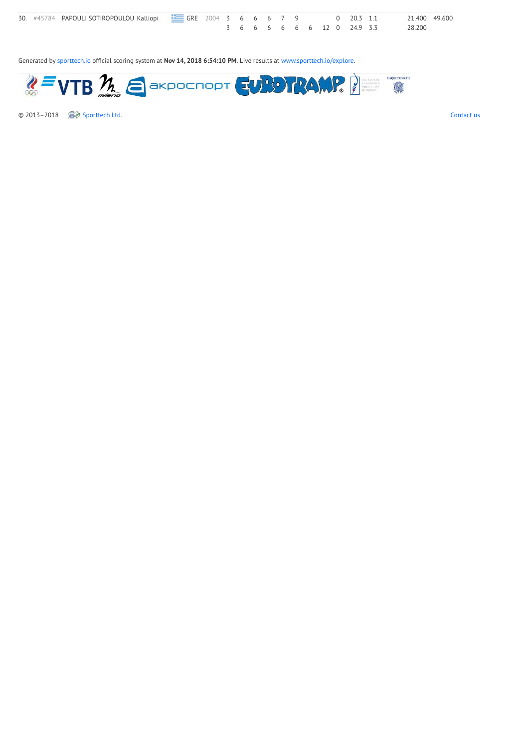| | | | | | | | | | | | | | | | | | | | |
|---|---|---|---|---|---|---|---|---|---|---|---|---|---|---|---|---|---|---|---|
| 30. | #45784 | PAPOULI SOTIROPOULOU Kalliopi | GRE | 2004 | 3 | 6 | 6 | 6 | 7 | 9 | | | 0 | 20.3 | 1.1 | 21.400 | 49.600 |
| | | | | | 3 | 6 | 6 | 6 | 6 | 6 | 6 | 12 | 0 | 24.9 | 3.3 | 28.200 | |

Generated by sporttech.io official scoring system at **Nov 14, 2018 6:54:10 PM**. Live results at www.sporttech.io/explore.

© 2013–2018 Sporttech Ltd.

Contact us